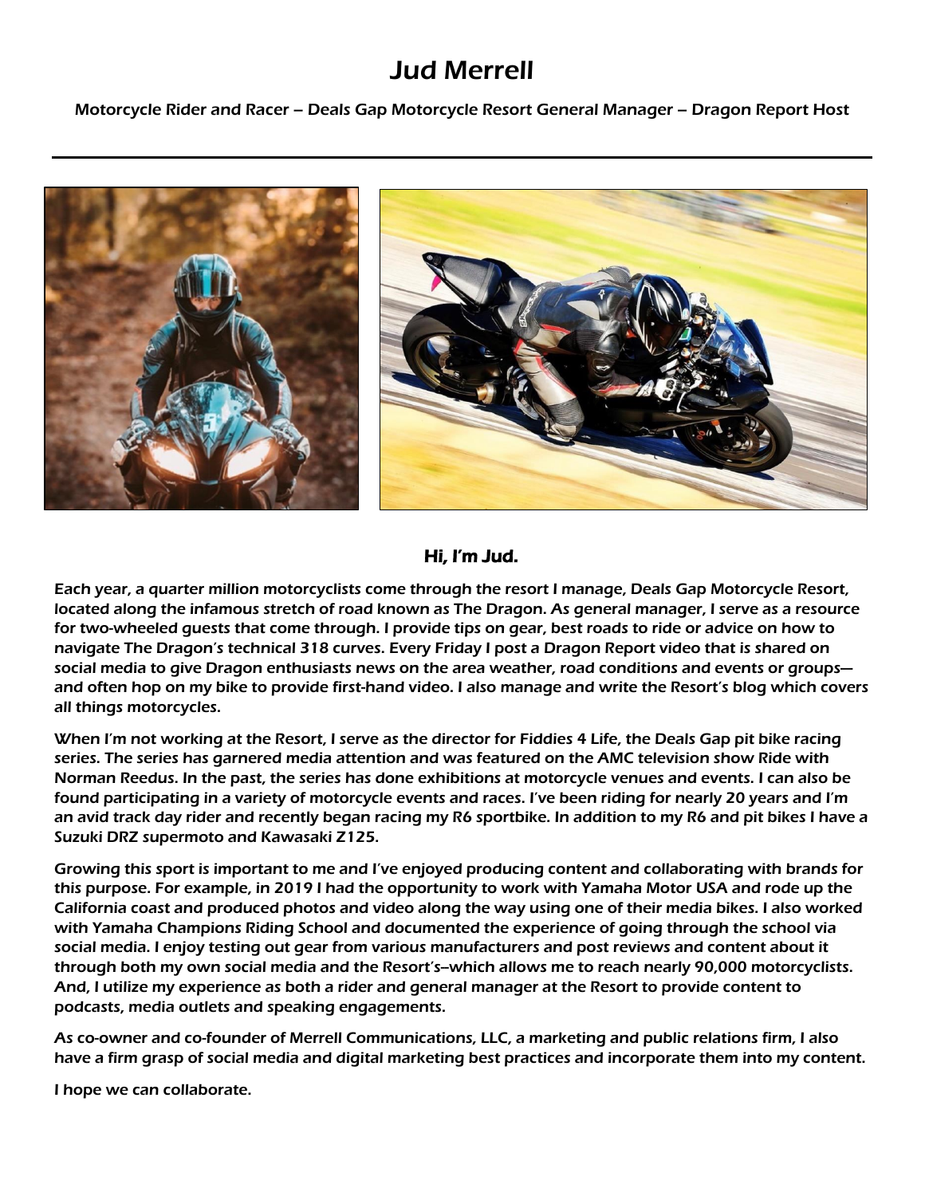# Jud Merrell

Motorcycle Rider and Racer – Deals Gap Motorcycle Resort General Manager – Dragon Report Host

---

## Hi, I'm Jud.

Each year, a quarter million motorcyclists come through the resort I manage, Deals Gap Motorcycle Resort, located along the infamous stretch of road known as The Dragon. As general manager, I serve as a resource for two-wheeled guests that come through. I provide tips on gear, best roads to ride or advice on how to navigate The Dragon's technical 318 curves. Every Friday I post a Dragon Report video that is shared on social media to give Dragon enthusiasts news on the area weather, road conditions and events or groups—and often hop on my bike to provide first-hand video. I also manage and write the Resort's blog which covers all things motorcycles.

When I'm not working at the Resort, I serve as the director for Fiddies 4 Life, the Deals Gap pit bike racing series. The series has garnered media attention and was featured on the AMC television show Ride with Norman Reedus. In the past, the series has done exhibitions at motorcycle venues and events. I can also be found participating in a variety of motorcycle events and races. I've been riding for nearly 20 years and I'm an avid track day rider and recently began racing my R6 sportbike. In addition to my R6 and pit bikes I have a Suzuki DRZ supermoto and Kawasaki Z125.

Growing this sport is important to me and I've enjoyed producing content and collaborating with brands for this purpose. For example, in 2019 I had the opportunity to work with Yamaha Motor USA and rode up the California coast and produced photos and video along the way using one of their media bikes. I also worked with Yamaha Champions Riding School and documented the experience of going through the school via social media. I enjoy testing out gear from various manufacturers and post reviews and content about it through both my own social media and the Resort's—which allows me to reach nearly 90,000 motorcyclists. And, I utilize my experience as both a rider and general manager at the Resort to provide content to podcasts, media outlets and speaking engagements.

As co-owner and co-founder of Merrell Communications, LLC, a marketing and public relations firm, I also have a firm grasp of social media and digital marketing best practices and incorporate them into my content.

I hope we can collaborate.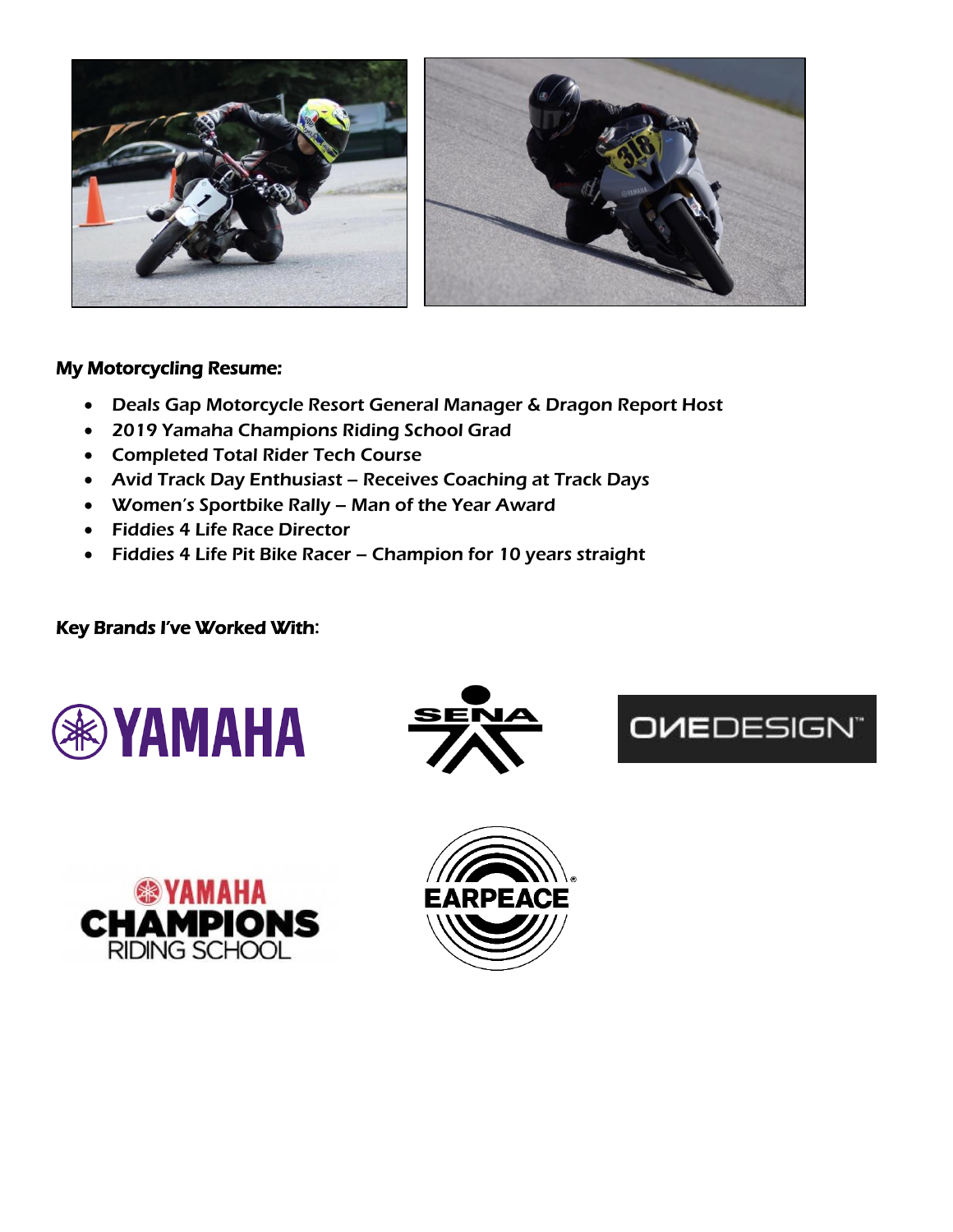**My Motorcycling Resume:**

- Deals Gap Motorcycle Resort General Manager & Dragon Report Host
- 2019 Yamaha Champions Riding School Grad
- Completed Total Rider Tech Course
- Avid Track Day Enthusiast – Receives Coaching at Track Days
- Women's Sportbike Rally – Man of the Year Award
- Fiddies 4 Life Race Director
- Fiddies 4 Life Pit Bike Racer – Champion for 10 years straight

**Key Brands I've Worked With**: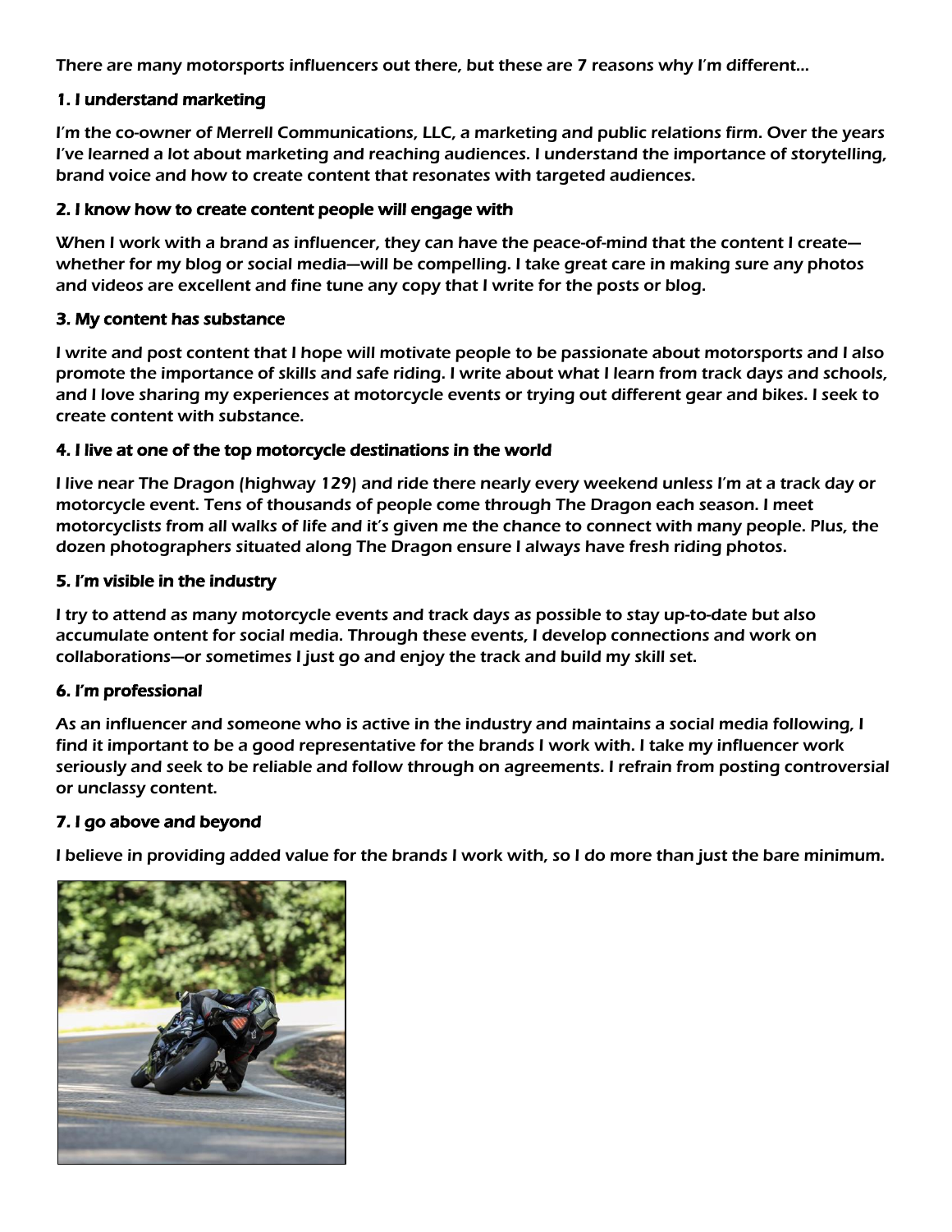There are many motorsports influencers out there, but these are 7 reasons why I'm different…

### 1. I understand marketing

I'm the co-owner of Merrell Communications, LLC, a marketing and public relations firm. Over the years I've learned a lot about marketing and reaching audiences. I understand the importance of storytelling, brand voice and how to create content that resonates with targeted audiences.

### 2. I know how to create content people will engage with

When I work with a brand as influencer, they can have the peace-of-mind that the content I create—whether for my blog or social media—will be compelling. I take great care in making sure any photos and videos are excellent and fine tune any copy that I write for the posts or blog.

### 3. My content has substance

I write and post content that I hope will motivate people to be passionate about motorsports and I also promote the importance of skills and safe riding. I write about what I learn from track days and schools, and I love sharing my experiences at motorcycle events or trying out different gear and bikes. I seek to create content with substance.

### 4. I live at one of the top motorcycle destinations in the world

I live near The Dragon (highway 129) and ride there nearly every weekend unless I'm at a track day or motorcycle event. Tens of thousands of people come through The Dragon each season. I meet motorcyclists from all walks of life and it's given me the chance to connect with many people. Plus, the dozen photographers situated along The Dragon ensure I always have fresh riding photos.

### 5. I'm visible in the industry

I try to attend as many motorcycle events and track days as possible to stay up-to-date but also accumulate ontent for social media. Through these events, I develop connections and work on collaborations—or sometimes I just go and enjoy the track and build my skill set.

### 6. I'm professional

As an influencer and someone who is active in the industry and maintains a social media following, I find it important to be a good representative for the brands I work with. I take my influencer work seriously and seek to be reliable and follow through on agreements. I refrain from posting controversial or unclassy content.

### 7. I go above and beyond

I believe in providing added value for the brands I work with, so I do more than just the bare minimum.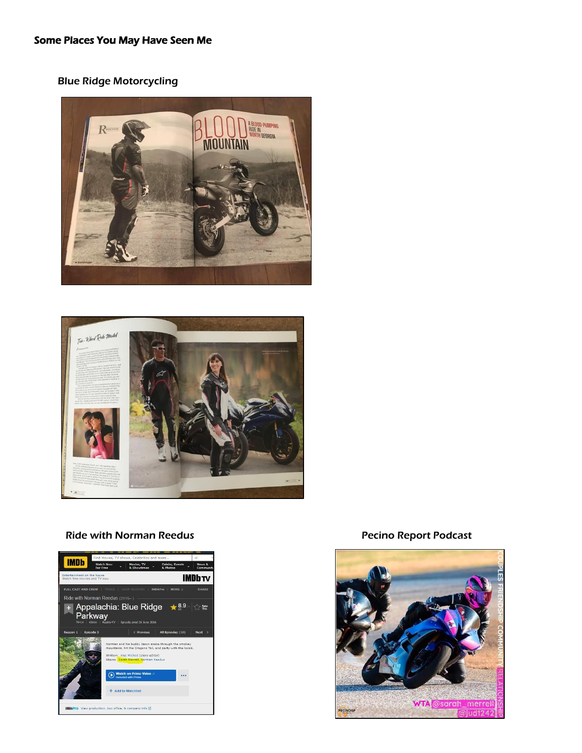# Some Places You May Have Seen Me

## Blue Ridge Motorcycling

## Ride with Norman Reedus

## Pecino Report Podcast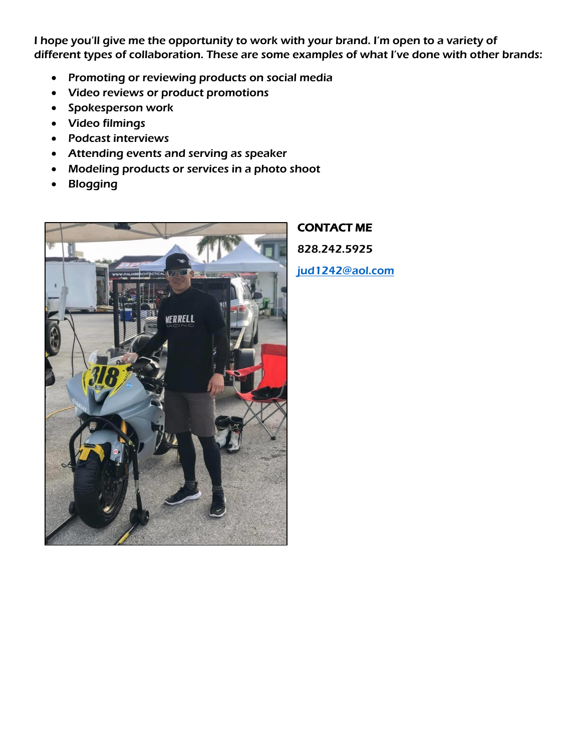*I hope you'll give me the opportunity to work with your brand. I'm open to a variety of different types of collaboration. These are some examples of what I've done with other brands:*

- *Promoting or reviewing products on social media*
- *Video reviews or product promotions*
- *Spokesperson work*
- *Video filmings*
- *Podcast interviews*
- *Attending events and serving as speaker*
- *Modeling products or services in a photo shoot*
- *Blogging*

**CONTACT ME**

**828.242.5925**

**jud1242@aol.com**